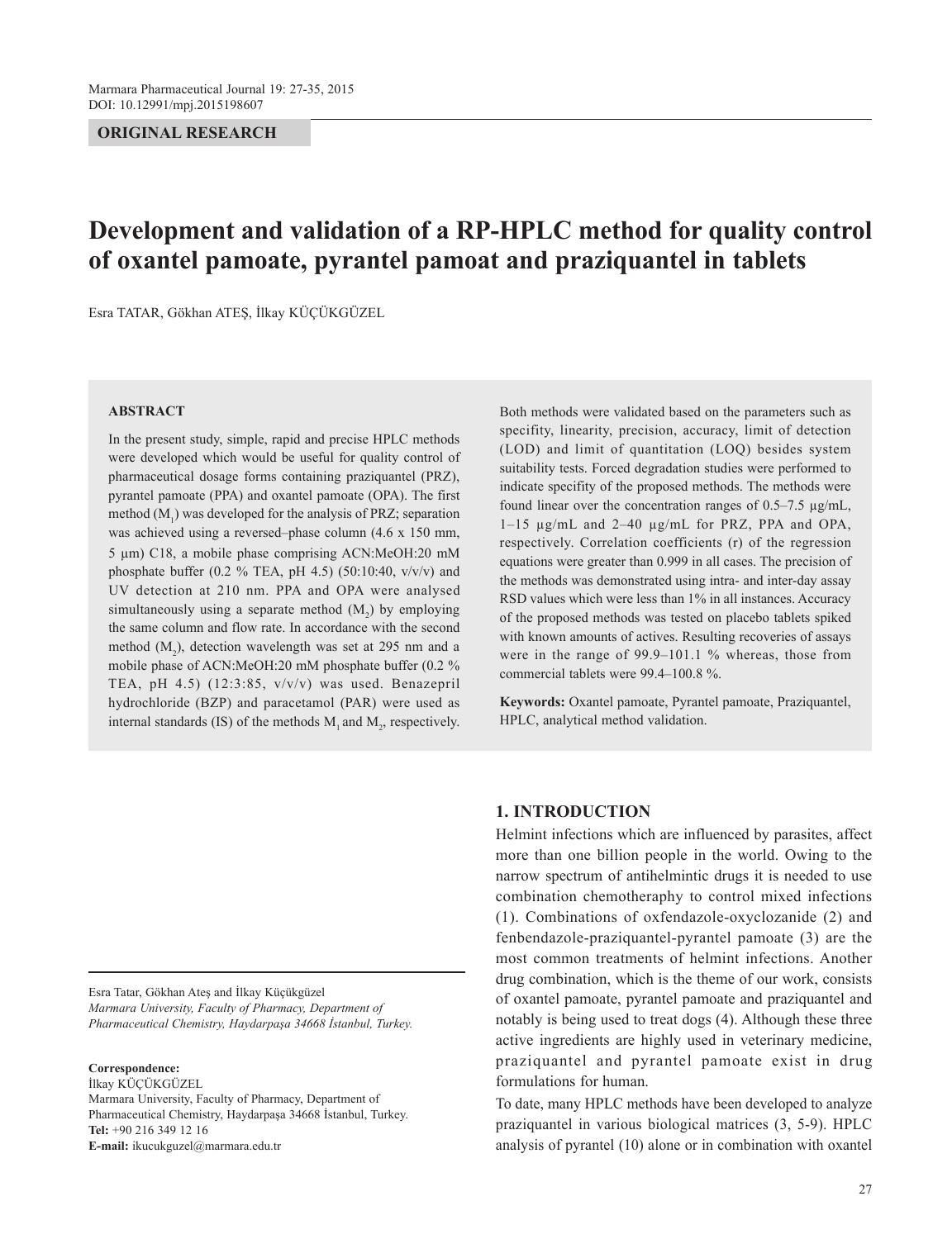ORIGINAL RESEARCH

# Development and validation of a RP-HPLC method for quality control of oxantel pamoate, pyrantel pamoat and praziquantel in tablets

Esra TATAR, Gökhan ATEŞ, İlkay KÜÇÜKGÜZEL

#### ABSTRACT

In the present study, simple, rapid and precise HPLC methods were developed which would be useful for quality control of pharmaceutical dosage forms containing praziquantel (PRZ), pyrantel pamoate (PPA) and oxantel pamoate (OPA). The first method ($M_1$) was developed for the analysis of PRZ; separation was achieved using a reversed–phase column (4.6 x 150 mm, 5 µm) C18, a mobile phase comprising ACN:MeOH:20 mM phosphate buffer (0.2 % TEA, pH 4.5) (50:10:40, v/v/v) and UV detection at 210 nm. PPA and OPA were analysed simultaneously using a separate method ($M_2$) by employing the same column and flow rate. In accordance with the second method ($M_2$), detection wavelength was set at 295 nm and a mobile phase of ACN:MeOH:20 mM phosphate buffer (0.2 % TEA, pH 4.5) (12:3:85, v/v/v) was used. Benazepril hydrochloride (BZP) and paracetamol (PAR) were used as internal standards (IS) of the methods $M_1$ and $M_2$, respectively. Both methods were validated based on the parameters such as specifity, linearity, precision, accuracy, limit of detection (LOD) and limit of quantitation (LOQ) besides system suitability tests. Forced degradation studies were performed to indicate specifity of the proposed methods. The methods were found linear over the concentration ranges of 0.5–7.5 µg/mL, 1–15 µg/mL and 2–40 µg/mL for PRZ, PPA and OPA, respectively. Correlation coefficients (r) of the regression equations were greater than 0.999 in all cases. The precision of the methods was demonstrated using intra- and inter-day assay RSD values which were less than 1% in all instances. Accuracy of the proposed methods was tested on placebo tablets spiked with known amounts of actives. Resulting recoveries of assays were in the range of 99.9–101.1 % whereas, those from commercial tablets were 99.4–100.8 %.

**Keywords:** Oxantel pamoate, Pyrantel pamoate, Praziquantel, HPLC, analytical method validation.

Esra Tatar, Gökhan Ateş and İlkay Küçükgüzel
*Marmara University, Faculty of Pharmacy, Department of Pharmaceutical Chemistry, Haydarpaşa 34668 İstanbul, Turkey.*

**Correspondence:**
İlkay KÜÇÜKGÜZEL
Marmara University, Faculty of Pharmacy, Department of Pharmaceutical Chemistry, Haydarpaşa 34668 İstanbul, Turkey.
**Tel:** +90 216 349 12 16
**E-mail:** ikucukguzel@marmara.edu.tr

## 1. INTRODUCTION

Helmint infections which are influenced by parasites, affect more than one billion people in the world. Owing to the narrow spectrum of antihelmintic drugs it is needed to use combination chemotheraphy to control mixed infections (1). Combinations of oxfendazole-oxyclozanide (2) and fenbendazole-praziquantel-pyrantel pamoate (3) are the most common treatments of helmint infections. Another drug combination, which is the theme of our work, consists of oxantel pamoate, pyrantel pamoate and praziquantel and notably is being used to treat dogs (4). Although these three active ingredients are highly used in veterinary medicine, praziquantel and pyrantel pamoate exist in drug formulations for human.

To date, many HPLC methods have been developed to analyze praziquantel in various biological matrices (3, 5-9). HPLC analysis of pyrantel (10) alone or in combination with oxantel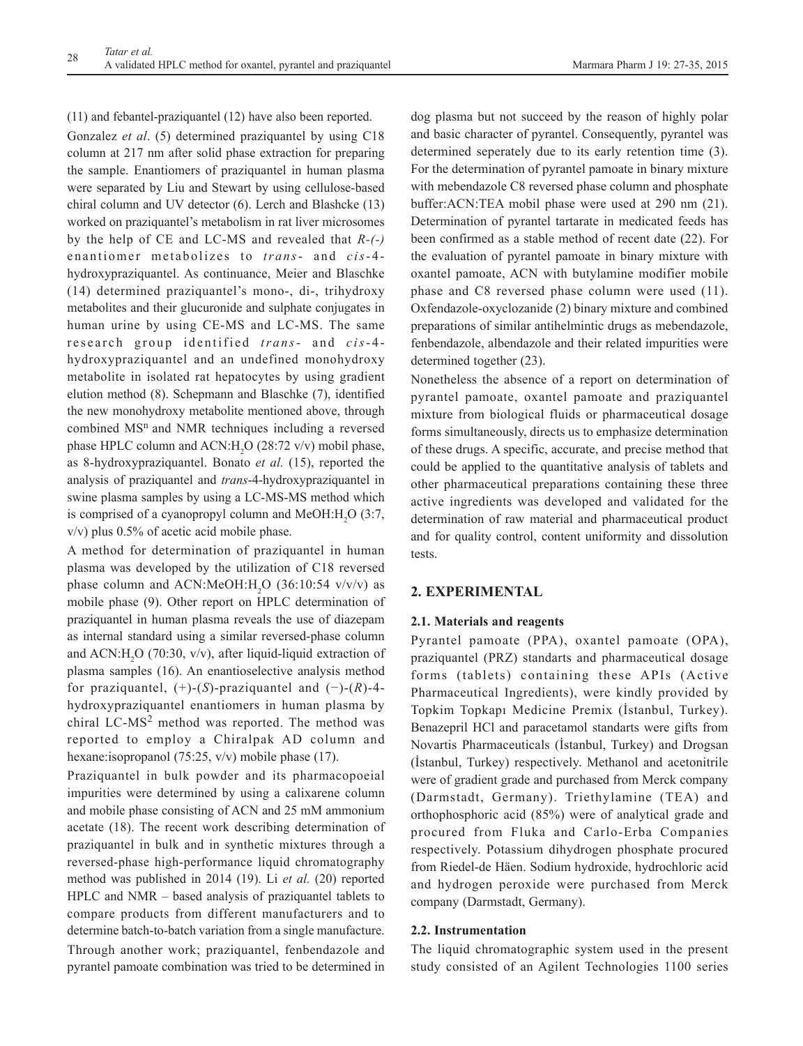(11) and febantel-praziquantel (12) have also been reported.

Gonzalez *et al*. (5) determined praziquantel by using C18 column at 217 nm after solid phase extraction for preparing the sample. Enantiomers of praziquantel in human plasma were separated by Liu and Stewart by using cellulose-based chiral column and UV detector (6). Lerch and Blashcke (13) worked on praziquantel's metabolism in rat liver microsomes by the help of CE and LC-MS and revealed that *R-(-)* enantiomer metabolizes to *trans*- and *cis*-4-hydroxypraziquantel. As continuance, Meier and Blaschke (14) determined praziquantel's mono-, di-, trihydroxy metabolites and their glucuronide and sulphate conjugates in human urine by using CE-MS and LC-MS. The same research group identified *trans*- and *cis*-4-hydroxypraziquantel and an undefined monohydroxy metabolite in isolated rat hepatocytes by using gradient elution method (8). Schepmann and Blaschke (7), identified the new monohydroxy metabolite mentioned above, through combined $MS^n$ and NMR techniques including a reversed phase HPLC column and ACN:$H_2O$ (28:72 v/v) mobil phase, as 8-hydroxypraziquantel. Bonato *et al.* (15), reported the analysis of praziquantel and *trans*-4-hydroxypraziquantel in swine plasma samples by using a LC-MS-MS method which is comprised of a cyanopropyl column and MeOH:$H_2O$ (3:7, v/v) plus 0.5% of acetic acid mobile phase.

A method for determination of praziquantel in human plasma was developed by the utilization of C18 reversed phase column and ACN:MeOH:$H_2O$ (36:10:54 v/v/v) as mobile phase (9). Other report on HPLC determination of praziquantel in human plasma reveals the use of diazepam as internal standard using a similar reversed-phase column and ACN:$H_2O$ (70:30, v/v), after liquid-liquid extraction of plasma samples (16). An enantioselective analysis method for praziquantel, (+)-(*S*)-praziquantel and (−)-(*R*)-4-hydroxypraziquantel enantiomers in human plasma by chiral LC-$MS^2$ method was reported. The method was reported to employ a Chiralpak AD column and hexane:isopropanol (75:25, v/v) mobile phase (17).

Praziquantel in bulk powder and its pharmacopoeial impurities were determined by using a calixarene column and mobile phase consisting of ACN and 25 mM ammonium acetate (18). The recent work describing determination of praziquantel in bulk and in synthetic mixtures through a reversed-phase high-performance liquid chromatography method was published in 2014 (19). Li *et al.* (20) reported HPLC and NMR – based analysis of praziquantel tablets to compare products from different manufacturers and to determine batch-to-batch variation from a single manufacture. Through another work; praziquantel, fenbendazole and pyrantel pamoate combination was tried to be determined in dog plasma but not succeed by the reason of highly polar and basic character of pyrantel. Consequently, pyrantel was determined seperately due to its early retention time (3). For the determination of pyrantel pamoate in binary mixture with mebendazole C8 reversed phase column and phosphate buffer:ACN:TEA mobil phase were used at 290 nm (21). Determination of pyrantel tartarate in medicated feeds has been confirmed as a stable method of recent date (22). For the evaluation of pyrantel pamoate in binary mixture with oxantel pamoate, ACN with butylamine modifier mobile phase and C8 reversed phase column were used (11). Oxfendazole-oxyclozanide (2) binary mixture and combined preparations of similar antihelmintic drugs as mebendazole, fenbendazole, albendazole and their related impurities were determined together (23).

Nonetheless the absence of a report on determination of pyrantel pamoate, oxantel pamoate and praziquantel mixture from biological fluids or pharmaceutical dosage forms simultaneously, directs us to emphasize determination of these drugs. A specific, accurate, and precise method that could be applied to the quantitative analysis of tablets and other pharmaceutical preparations containing these three active ingredients was developed and validated for the determination of raw material and pharmaceutical product and for quality control, content uniformity and dissolution tests.

## 2. EXPERIMENTAL

### 2.1. Materials and reagents

Pyrantel pamoate (PPA), oxantel pamoate (OPA), praziquantel (PRZ) standarts and pharmaceutical dosage forms (tablets) containing these APIs (Active Pharmaceutical Ingredients), were kindly provided by Topkim Topkapı Medicine Premix (İstanbul, Turkey). Benazepril HCl and paracetamol standarts were gifts from Novartis Pharmaceuticals (İstanbul, Turkey) and Drogsan (İstanbul, Turkey) respectively. Methanol and acetonitrile were of gradient grade and purchased from Merck company (Darmstadt, Germany). Triethylamine (TEA) and orthophosphoric acid (85%) were of analytical grade and procured from Fluka and Carlo-Erba Companies respectively. Potassium dihydrogen phosphate procured from Riedel-de Häen. Sodium hydroxide, hydrochloric acid and hydrogen peroxide were purchased from Merck company (Darmstadt, Germany).

### 2.2. Instrumentation

The liquid chromatographic system used in the present study consisted of an Agilent Technologies 1100 series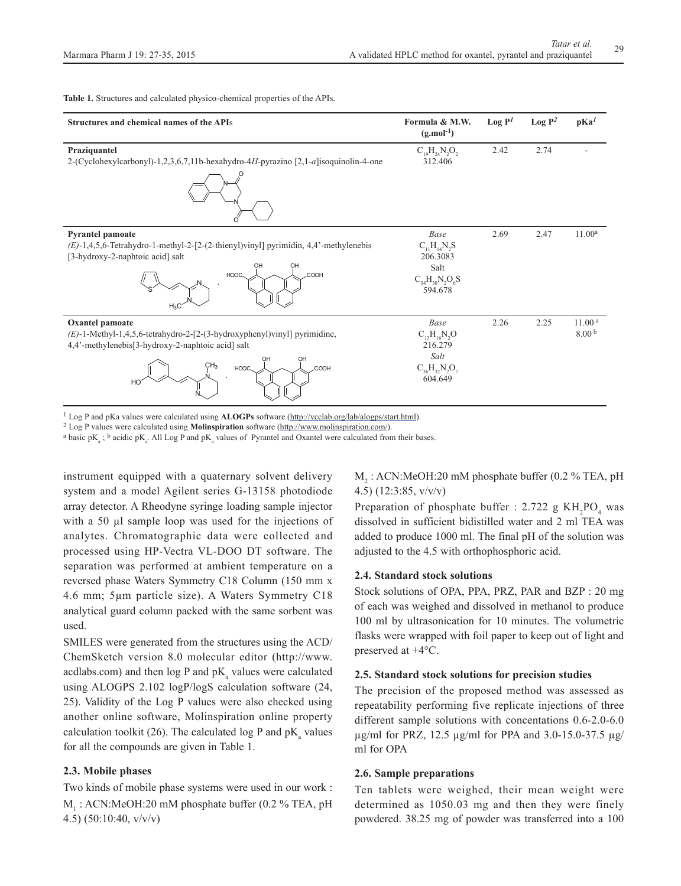**Table 1.** Structures and calculated physico-chemical properties of the APIs.

| Structures and chemical names of the APIs | Formula & M.W. ($g.mol^{-1}$) | Log P[1] | Log P[2] | pKa[1] |
|---|---|---|---|---|
| **Praziquantel** 2-(Cyclohexylcarbonyl)-1,2,3,6,7,11b-hexahydro-4*H*-pyrazino [2,1-*a*]isoquinolin-4-one | $C_{19}H_{24}N_2O_2$ 312.406 | 2.42 | 2.74 | - |
| **Pyrantel pamoate** *(E)*-1,4,5,6-Tetrahydro-1-methyl-2-[2-(2-thienyl)vinyl] pyrimidin, 4,4'-methylenebis [3-hydroxy-2-naphtoic acid] salt | *Base* $C_{11}H_{14}N_2S$ 206.3083 Salt $C_{34}H_{30}N_2O_6S$ 594.678 | 2.69 | 2.47 | 11.00[a] |
| **Oxantel pamoate** *(E)*-1-Methyl-1,4,5,6-tetrahydro-2-[2-(3-hydroxyphenyl)vinyl] pyrimidine, 4,4'-methylenebis[3-hydroxy-2-naphtoic acid] salt | *Base* $C_{13}H_{16}N_2O$ 216.279 *Salt* $C_{36}H_{32}N_2O_7$ 604.649 | 2.26 | 2.25 | 11.00[a] 8.00[b] |

[1] Log P and pKa values were calculated using **ALOGPs** software (http://vcclab.org/lab/alogps/start.html).
[2] Log P values were calculated using **Molinspiration** software (http://www.molinspiration.com/).
[a] basic $pK_a$ ; [b] acidic $pK_a$. All Log P and $pK_a$ values of Pyrantel and Oxantel were calculated from their bases.

instrument equipped with a quaternary solvent delivery system and a model Agilent series G-13158 photodiode array detector. A Rheodyne syringe loading sample injector with a 50 µl sample loop was used for the injections of analytes. Chromatographic data were collected and processed using HP-Vectra VL-DOO DT software. The separation was performed at ambient temperature on a reversed phase Waters Symmetry C18 Column (150 mm x 4.6 mm; 5µm particle size). A Waters Symmetry C18 analytical guard column packed with the same sorbent was used.

SMILES were generated from the structures using the ACD/ChemSketch version 8.0 molecular editor (http://www.acdlabs.com) and then log P and $pK_a$ values were calculated using ALOGPS 2.102 logP/logS calculation software (24, 25). Validity of the Log P values were also checked using another online software, Molinspiration online property calculation toolkit (26). The calculated log P and $pK_a$ values for all the compounds are given in Table 1.

### 2.3. Mobile phases

Two kinds of mobile phase systems were used in our work :

$M_1$ : ACN:MeOH:20 mM phosphate buffer (0.2 % TEA, pH 4.5) (50:10:40, v/v/v)

$M_2$ : ACN:MeOH:20 mM phosphate buffer (0.2 % TEA, pH 4.5) (12:3:85, v/v/v)

Preparation of phosphate buffer : 2.722 g $KH_2PO_4$ was dissolved in sufficient bidistilled water and 2 ml TEA was added to produce 1000 ml. The final pH of the solution was adjusted to the 4.5 with orthophosphoric acid.

### 2.4. Standard stock solutions

Stock solutions of OPA, PPA, PRZ, PAR and BZP : 20 mg of each was weighed and dissolved in methanol to produce 100 ml by ultrasonication for 10 minutes. The volumetric flasks were wrapped with foil paper to keep out of light and preserved at +4°C.

### 2.5. Standard stock solutions for precision studies

The precision of the proposed method was assessed as repeatability performing five replicate injections of three different sample solutions with concentations 0.6-2.0-6.0 µg/ml for PRZ, 12.5 µg/ml for PPA and 3.0-15.0-37.5 µg/ml for OPA

### 2.6. Sample preparations

Ten tablets were weighed, their mean weight were determined as 1050.03 mg and then they were finely powdered. 38.25 mg of powder was transferred into a 100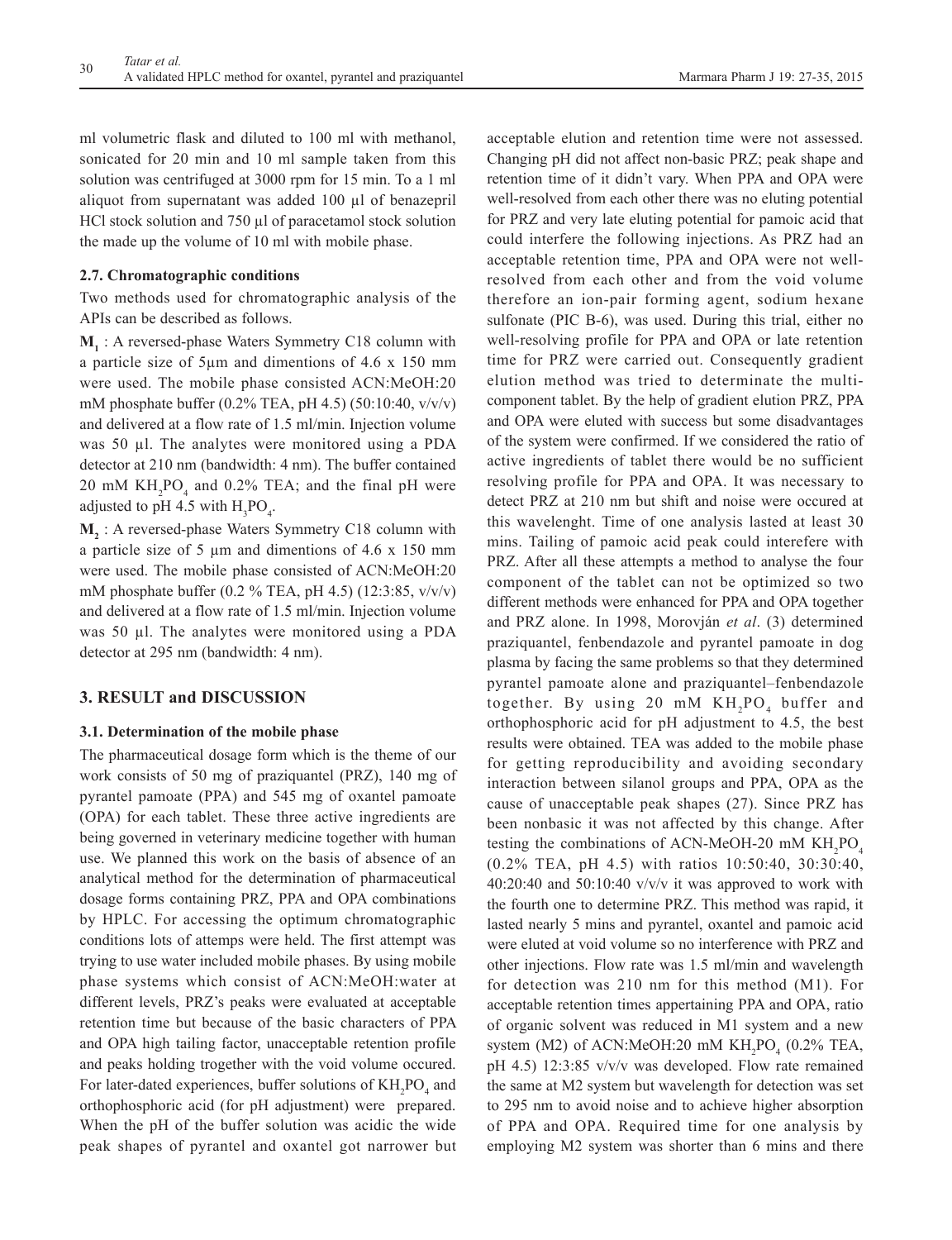ml volumetric flask and diluted to 100 ml with methanol, sonicated for 20 min and 10 ml sample taken from this solution was centrifuged at 3000 rpm for 15 min. To a 1 ml aliquot from supernatant was added 100 µl of benazepril HCl stock solution and 750 µl of paracetamol stock solution the made up the volume of 10 ml with mobile phase.

### 2.7. Chromatographic conditions

Two methods used for chromatographic analysis of the APIs can be described as follows.

**$M_1$** : A reversed-phase Waters Symmetry C18 column with a particle size of 5µm and dimentions of 4.6 x 150 mm were used. The mobile phase consisted ACN:MeOH:20 mM phosphate buffer (0.2% TEA, pH 4.5) (50:10:40, v/v/v) and delivered at a flow rate of 1.5 ml/min. Injection volume was 50 µl. The analytes were monitored using a PDA detector at 210 nm (bandwidth: 4 nm). The buffer contained 20 mM $KH_2PO_4$ and 0.2% TEA; and the final pH were adjusted to pH 4.5 with $H_3PO_4$.

**$M_2$** : A reversed-phase Waters Symmetry C18 column with a particle size of 5 µm and dimentions of 4.6 x 150 mm were used. The mobile phase consisted of ACN:MeOH:20 mM phosphate buffer (0.2 % TEA, pH 4.5) (12:3:85, v/v/v) and delivered at a flow rate of 1.5 ml/min. Injection volume was 50 µl. The analytes were monitored using a PDA detector at 295 nm (bandwidth: 4 nm).

## 3. RESULT and DISCUSSION

### 3.1. Determination of the mobile phase

The pharmaceutical dosage form which is the theme of our work consists of 50 mg of praziquantel (PRZ), 140 mg of pyrantel pamoate (PPA) and 545 mg of oxantel pamoate (OPA) for each tablet. These three active ingredients are being governed in veterinary medicine together with human use. We planned this work on the basis of absence of an analytical method for the determination of pharmaceutical dosage forms containing PRZ, PPA and OPA combinations by HPLC. For accessing the optimum chromatographic conditions lots of attemps were held. The first attempt was trying to use water included mobile phases. By using mobile phase systems which consist of ACN:MeOH:water at different levels, PRZ's peaks were evaluated at acceptable retention time but because of the basic characters of PPA and OPA high tailing factor, unacceptable retention profile and peaks holding trogether with the void volume occured. For later-dated experiences, buffer solutions of $KH_2PO_4$ and orthophosphoric acid (for pH adjustment) were prepared. When the pH of the buffer solution was acidic the wide peak shapes of pyrantel and oxantel got narrower but acceptable elution and retention time were not assessed. Changing pH did not affect non-basic PRZ; peak shape and retention time of it didn't vary. When PPA and OPA were well-resolved from each other there was no eluting potential for PRZ and very late eluting potential for pamoic acid that could interfere the following injections. As PRZ had an acceptable retention time, PPA and OPA were not well-resolved from each other and from the void volume therefore an ion-pair forming agent, sodium hexane sulfonate (PIC B-6), was used. During this trial, either no well-resolving profile for PPA and OPA or late retention time for PRZ were carried out. Consequently gradient elution method was tried to determinate the multi-component tablet. By the help of gradient elution PRZ, PPA and OPA were eluted with success but some disadvantages of the system were confirmed. If we considered the ratio of active ingredients of tablet there would be no sufficient resolving profile for PPA and OPA. It was necessary to detect PRZ at 210 nm but shift and noise were occured at this wavelenght. Time of one analysis lasted at least 30 mins. Tailing of pamoic acid peak could interefere with PRZ. After all these attempts a method to analyse the four component of the tablet can not be optimized so two different methods were enhanced for PPA and OPA together and PRZ alone. In 1998, Morovján *et al*. (3) determined praziquantel, fenbendazole and pyrantel pamoate in dog plasma by facing the same problems so that they determined pyrantel pamoate alone and praziquantel–fenbendazole together. By using 20 mM $KH_2PO_4$ buffer and orthophosphoric acid for pH adjustment to 4.5, the best results were obtained. TEA was added to the mobile phase for getting reproducibility and avoiding secondary interaction between silanol groups and PPA, OPA as the cause of unacceptable peak shapes (27). Since PRZ has been nonbasic it was not affected by this change. After testing the combinations of ACN-MeOH-20 mM $KH_2PO_4$ (0.2% TEA, pH 4.5) with ratios 10:50:40, 30:30:40, 40:20:40 and 50:10:40 v/v/v it was approved to work with the fourth one to determine PRZ. This method was rapid, it lasted nearly 5 mins and pyrantel, oxantel and pamoic acid were eluted at void volume so no interference with PRZ and other injections. Flow rate was 1.5 ml/min and wavelength for detection was 210 nm for this method (M1). For acceptable retention times appertaining PPA and OPA, ratio of organic solvent was reduced in M1 system and a new system (M2) of ACN:MeOH:20 mM $KH_2PO_4$ (0.2% TEA, pH 4.5) 12:3:85 v/v/v was developed. Flow rate remained the same at M2 system but wavelength for detection was set to 295 nm to avoid noise and to achieve higher absorption of PPA and OPA. Required time for one analysis by employing M2 system was shorter than 6 mins and there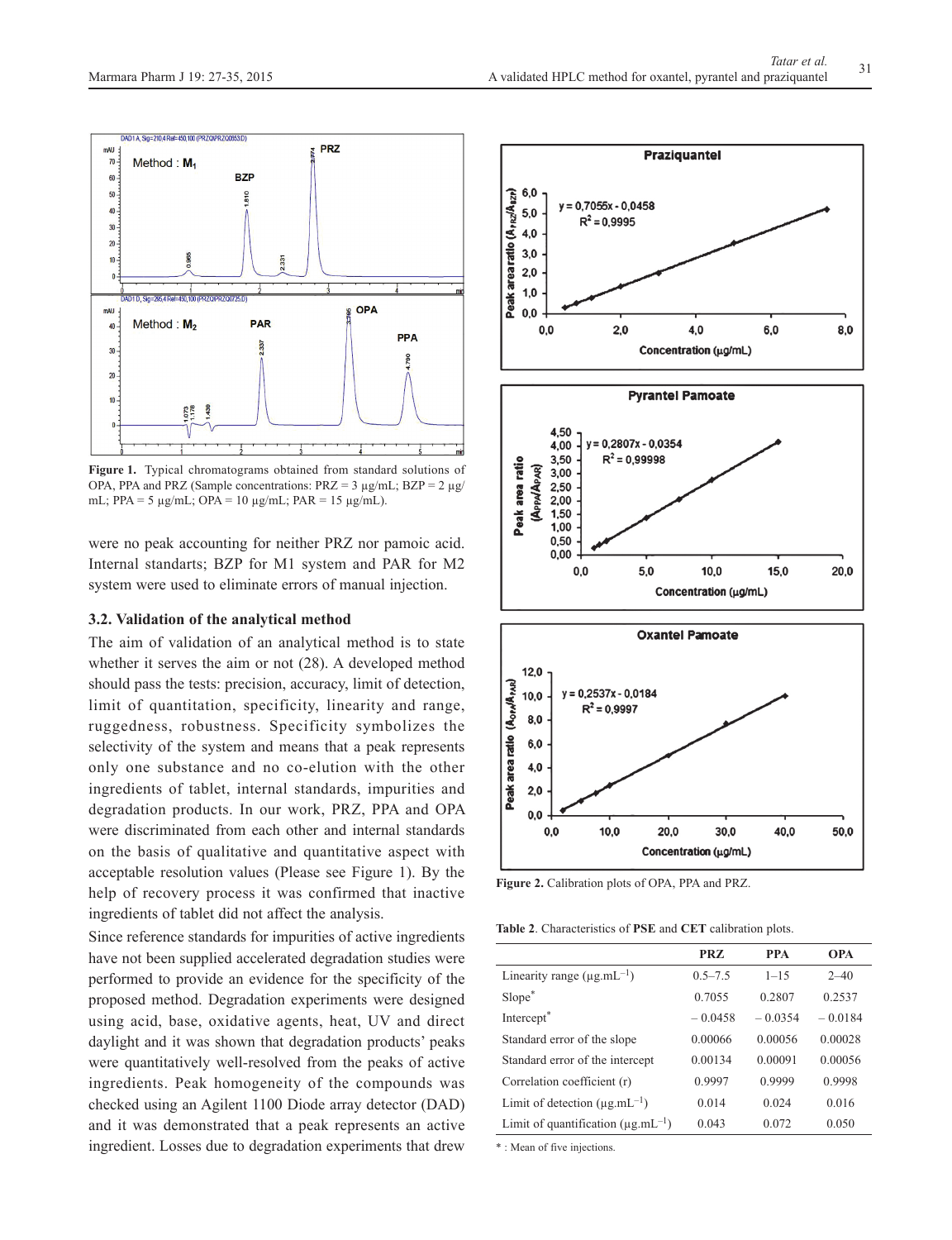Figure 1. Typical chromatograms obtained from standard solutions of OPA, PPA and PRZ (Sample concentrations: PRZ = 3 µg/mL; BZP = 2 µg/mL; PPA = 5 µg/mL; OPA = 10 µg/mL; PAR = 15 µg/mL).

were no peak accounting for neither PRZ nor pamoic acid. Internal standarts; BZP for M1 system and PAR for M2 system were used to eliminate errors of manual injection.

### 3.2. Validation of the analytical method

The aim of validation of an analytical method is to state whether it serves the aim or not (28). A developed method should pass the tests: precision, accuracy, limit of detection, limit of quantitation, specificity, linearity and range, ruggedness, robustness. Specificity symbolizes the selectivity of the system and means that a peak represents only one substance and no co-elution with the other ingredients of tablet, internal standards, impurities and degradation products. In our work, PRZ, PPA and OPA were discriminated from each other and internal standards on the basis of qualitative and quantitative aspect with acceptable resolution values (Please see Figure 1). By the help of recovery process it was confirmed that inactive ingredients of tablet did not affect the analysis.

Since reference standards for impurities of active ingredients have not been supplied accelerated degradation studies were performed to provide an evidence for the specificity of the proposed method. Degradation experiments were designed using acid, base, oxidative agents, heat, UV and direct daylight and it was shown that degradation products' peaks were quantitatively well-resolved from the peaks of active ingredients. Peak homogeneity of the compounds was checked using an Agilent 1100 Diode array detector (DAD) and it was demonstrated that a peak represents an active ingredient. Losses due to degradation experiments that drew

Figure 2. Calibration plots of OPA, PPA and PRZ.

Table 2. Characteristics of **PSE** and **CET** calibration plots.

| | PRZ | PPA | OPA |
|---|---|---|---|
| Linearity range ($\mu g.mL^{-1}$) | 0.5–7.5 | 1–15 | 2–40 |
| Slope* | 0.7055 | 0.2807 | 0.2537 |
| Intercept* | – 0.0458 | – 0.0354 | – 0.0184 |
| Standard error of the slope | 0.00066 | 0.00056 | 0.00028 |
| Standard error of the intercept | 0.00134 | 0.00091 | 0.00056 |
| Correlation coefficient (r) | 0.9997 | 0.9999 | 0.9998 |
| Limit of detection ($\mu g.mL^{-1}$) | 0.014 | 0.024 | 0.016 |
| Limit of quantification ($\mu g.mL^{-1}$) | 0.043 | 0.072 | 0.050 |

* : Mean of five injections.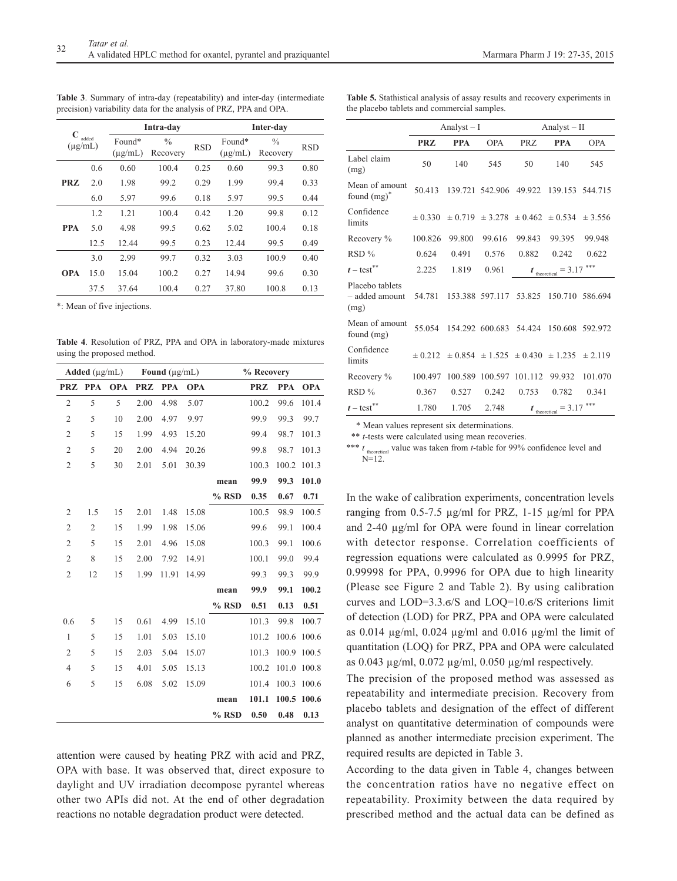**Table 3**. Summary of intra-day (repeatability) and inter-day (intermediate precision) variability data for the analysis of PRZ, PPA and OPA.

| | $C_{added}$ (μg/mL) | Intra-day | | | Inter-day | | |
|---|---|---|---|---|---|---|---|
| | | Found* (μg/mL) | % Recovery | RSD | Found* (μg/mL) | % Recovery | RSD |
| **PRZ** | 0.6 | 0.60 | 100.4 | 0.25 | 0.60 | 99.3 | 0.80 |
| | 2.0 | 1.98 | 99.2 | 0.29 | 1.99 | 99.4 | 0.33 |
| | 6.0 | 5.97 | 99.6 | 0.18 | 5.97 | 99.5 | 0.44 |
| **PPA** | 1.2 | 1.21 | 100.4 | 0.42 | 1.20 | 99.8 | 0.12 |
| | 5.0 | 4.98 | 99.5 | 0.62 | 5.02 | 100.4 | 0.18 |
| | 12.5 | 12.44 | 99.5 | 0.23 | 12.44 | 99.5 | 0.49 |
| **OPA** | 3.0 | 2.99 | 99.7 | 0.32 | 3.03 | 100.9 | 0.40 |
| | 15.0 | 15.04 | 100.2 | 0.27 | 14.94 | 99.6 | 0.30 |
| | 37.5 | 37.64 | 100.4 | 0.27 | 37.80 | 100.8 | 0.13 |

*: Mean of five injections.

**Table 4**. Resolution of PRZ, PPA and OPA in laboratory-made mixtures using the proposed method.

| Added (μg/mL) | | | Found (μg/mL) | | | | % Recovery | | |
|---|---|---|---|---|---|---|---|---|---|
| PRZ | PPA | OPA | PRZ | PPA | OPA | | PRZ | PPA | OPA |
| 2 | 5 | 5 | 2.00 | 4.98 | 5.07 | | 100.2 | 99.6 | 101.4 |
| 2 | 5 | 10 | 2.00 | 4.97 | 9.97 | | 99.9 | 99.3 | 99.7 |
| 2 | 5 | 15 | 1.99 | 4.93 | 15.20 | | 99.4 | 98.7 | 101.3 |
| 2 | 5 | 20 | 2.00 | 4.94 | 20.26 | | 99.8 | 98.7 | 101.3 |
| 2 | 5 | 30 | 2.01 | 5.01 | 30.39 | | 100.3 | 100.2 | 101.3 |
| | | | | | | **mean** | **99.9** | **99.3** | **101.0** |
| | | | | | | **% RSD** | **0.35** | **0.67** | **0.71** |
| 2 | 1.5 | 15 | 2.01 | 1.48 | 15.08 | | 100.5 | 98.9 | 100.5 |
| 2 | 2 | 15 | 1.99 | 1.98 | 15.06 | | 99.6 | 99.1 | 100.4 |
| 2 | 5 | 15 | 2.01 | 4.96 | 15.08 | | 100.3 | 99.1 | 100.6 |
| 2 | 8 | 15 | 2.00 | 7.92 | 14.91 | | 100.1 | 99.0 | 99.4 |
| 2 | 12 | 15 | 1.99 | 11.91 | 14.99 | | 99.3 | 99.3 | 99.9 |
| | | | | | | **mean** | **99.9** | **99.1** | **100.2** |
| | | | | | | **% RSD** | **0.51** | **0.13** | **0.51** |
| 0.6 | 5 | 15 | 0.61 | 4.99 | 15.10 | | 101.3 | 99.8 | 100.7 |
| 1 | 5 | 15 | 1.01 | 5.03 | 15.10 | | 101.2 | 100.6 | 100.6 |
| 2 | 5 | 15 | 2.03 | 5.04 | 15.07 | | 101.3 | 100.9 | 100.5 |
| 4 | 5 | 15 | 4.01 | 5.05 | 15.13 | | 100.2 | 101.0 | 100.8 |
| 6 | 5 | 15 | 6.08 | 5.02 | 15.09 | | 101.4 | 100.3 | 100.6 |
| | | | | | | **mean** | **101.1** | **100.5** | **100.6** |
| | | | | | | **% RSD** | **0.50** | **0.48** | **0.13** |

attention were caused by heating PRZ with acid and PRZ, OPA with base. It was observed that, direct exposure to daylight and UV irradiation decompose pyrantel whereas other two APIs did not. At the end of other degradation reactions no notable degradation product were detected.

**Table 5.** Stathistical analysis of assay results and recovery experiments in the placebo tablets and commercial samples.

| | Analyst – I | | | Analyst – II | | |
|---|---|---|---|---|---|---|
| | **PRZ** | **PPA** | OPA | PRZ | **PPA** | OPA |
| Label claim (mg) | 50 | 140 | 545 | 50 | 140 | 545 |
| Mean of amount found (mg)* | 50.413 | 139.721 | 542.906 | 49.922 | 139.153 | 544.715 |
| Confidence limits | ± 0.330 | ± 0.719 | ± 3.278 | ± 0.462 | ± 0.534 | ± 3.556 |
| Recovery % | 100.826 | 99.800 | 99.616 | 99.843 | 99.395 | 99.948 |
| RSD % | 0.624 | 0.491 | 0.576 | 0.882 | 0.242 | 0.622 |
| $t$ – test** | 2.225 | 1.819 | 0.961 | $t_{theoretical} = 3.17$*** | | |
| Placebo tablets – added amount (mg) | 54.781 | 153.388 | 597.117 | 53.825 | 150.710 | 586.694 |
| Mean of amount found (mg) | 55.054 | 154.292 | 600.683 | 54.424 | 150.608 | 592.972 |
| Confidence limits | ± 0.212 | ± 0.854 | ± 1.525 | ± 0.430 | ± 1.235 | ± 2.119 |
| Recovery % | 100.497 | 100.589 | 100.597 | 101.112 | 99.932 | 101.070 |
| RSD % | 0.367 | 0.527 | 0.242 | 0.753 | 0.782 | 0.341 |
| $t$ – test** | 1.780 | 1.705 | 2.748 | $t_{theoretical} = 3.17$*** | | |

\* Mean values represent six determinations.

** $t$-tests were calculated using mean recoveries.

*** $t_{theoretical}$ value was taken from $t$-table for 99% confidence level and N=12.

In the wake of calibration experiments, concentration levels ranging from 0.5-7.5 μg/ml for PRZ, 1-15 μg/ml for PPA and 2-40 μg/ml for OPA were found in linear correlation with detector response. Correlation coefficients of regression equations were calculated as 0.9995 for PRZ, 0.99998 for PPA, 0.9996 for OPA due to high linearity (Please see Figure 2 and Table 2). By using calibration curves and LOD=3.3.σ/S and LOQ=10.σ/S criterions limit of detection (LOD) for PRZ, PPA and OPA were calculated as 0.014 μg/ml, 0.024 μg/ml and 0.016 μg/ml the limit of quantitation (LOQ) for PRZ, PPA and OPA were calculated as 0.043 μg/ml, 0.072 μg/ml, 0.050 μg/ml respectively.

The precision of the proposed method was assessed as repeatability and intermediate precision. Recovery from placebo tablets and designation of the effect of different analyst on quantitative determination of compounds were planned as another intermediate precision experiment. The required results are depicted in Table 3.

According to the data given in Table 4, changes between the concentration ratios have no negative effect on repeatability. Proximity between the data required by prescribed method and the actual data can be defined as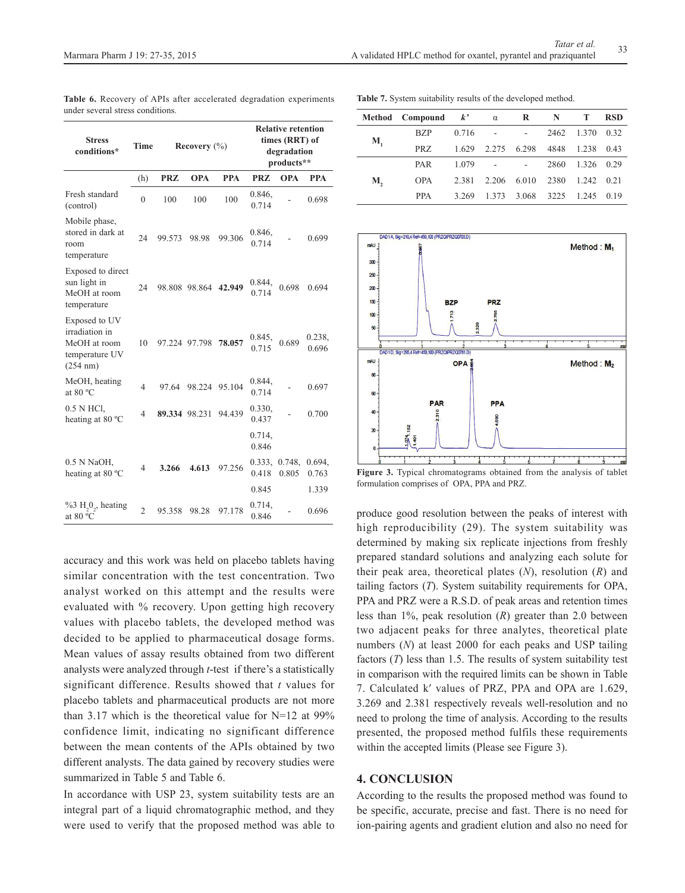**Table 6.** Recovery of APIs after accelerated degradation experiments under several stress conditions.

| Stress conditions* | Time | Recovery (%) | | | Relative retention times (RRT) of degradation products** | | |
|---|---|---|---|---|---|---|---|
| | (h) | PRZ | OPA | PPA | PRZ | OPA | PPA |
| Fresh standard (control) | 0 | 100 | 100 | 100 | 0.846, 0.714 | - | 0.698 |
| Mobile phase, stored in dark at room temperature | 24 | 99.573 | 98.98 | 99.306 | 0.846, 0.714 | - | 0.699 |
| Exposed to direct sun light in MeOH at room temperature | 24 | 98.808 | 98.864 | **42.949** | 0.844, 0.714 | 0.698 | 0.694 |
| Exposed to UV irradiation in MeOH at room temperature UV (254 nm) | 10 | 97.224 | 97.798 | **78.057** | 0.845, 0.715 | 0.689 | 0.238, 0.696 |
| MeOH, heating at 80 ºC | 4 | 97.64 | 98.224 | 95.104 | 0.844, 0.714 | - | 0.697 |
| 0.5 N HCl, heating at 80 ºC | 4 | **89.334** | 98.231 | 94.439 | 0.330, 0.437 | - | 0.700 |
| | | | | | 0.714, 0.846 | | |
| 0.5 N NaOH, heating at 80 ºC | 4 | **3.266** | **4.613** | 97.256 | 0.333, 0.418 | 0.748, 0.805 | 0.694, 0.763 |
| | | | | | 0.845 | | 1.339 |
| %3 $H_2O_2$, heating at 80 ºC | 2 | 95.358 | 98.28 | 97.178 | 0.714, 0.846 | - | 0.696 |

accuracy and this work was held on placebo tablets having similar concentration with the test concentration. Two analyst worked on this attempt and the results were evaluated with % recovery. Upon getting high recovery values with placebo tablets, the developed method was decided to be applied to pharmaceutical dosage forms. Mean values of assay results obtained from two different analysts were analyzed through *t*-test if there's a statistically significant difference. Results showed that *t* values for placebo tablets and pharmaceutical products are not more than 3.17 which is the theoretical value for N=12 at 99% confidence limit, indicating no significant difference between the mean contents of the APIs obtained by two different analysts. The data gained by recovery studies were summarized in Table 5 and Table 6.

In accordance with USP 23, system suitability tests are an integral part of a liquid chromatographic method, and they were used to verify that the proposed method was able to produce good resolution between the peaks of interest with high reproducibility (29). The system suitability was determined by making six replicate injections from freshly prepared standard solutions and analyzing each solute for their peak area, theoretical plates (*N*), resolution (*R*) and tailing factors (*T*). System suitability requirements for OPA, PPA and PRZ were a R.S.D. of peak areas and retention times less than 1%, peak resolution (*R*) greater than 2.0 between two adjacent peaks for three analytes, theoretical plate numbers (*N*) at least 2000 for each peaks and USP tailing factors (*T*) less than 1.5. The results of system suitability test in comparison with the required limits can be shown in Table 7. Calculated k′ values of PRZ, PPA and OPA are 1.629, 3.269 and 2.381 respectively reveals well-resolution and no need to prolong the time of analysis. According to the results presented, the proposed method fulfils these requirements within the accepted limits (Please see Figure 3).

**Table 7.** System suitability results of the developed method.

| Method | Compound | *k'* | α | R | N | T | RSD |
|---|---|---|---|---|---|---|---|
| $M_1$ | BZP | 0.716 | - | - | 2462 | 1.370 | 0.32 |
| | PRZ | 1.629 | 2.275 | 6.298 | 4848 | 1.238 | 0.43 |
| $M_2$ | PAR | 1.079 | - | - | 2860 | 1.326 | 0.29 |
| | OPA | 2.381 | 2.206 | 6.010 | 2380 | 1.242 | 0.21 |
| | PPA | 3.269 | 1.373 | 3.068 | 3225 | 1.245 | 0.19 |

**Figure 3.** Typical chromatograms obtained from the analysis of tablet formulation comprises of OPA, PPA and PRZ.

## 4. CONCLUSION

According to the results the proposed method was found to be specific, accurate, precise and fast. There is no need for ion-pairing agents and gradient elution and also no need for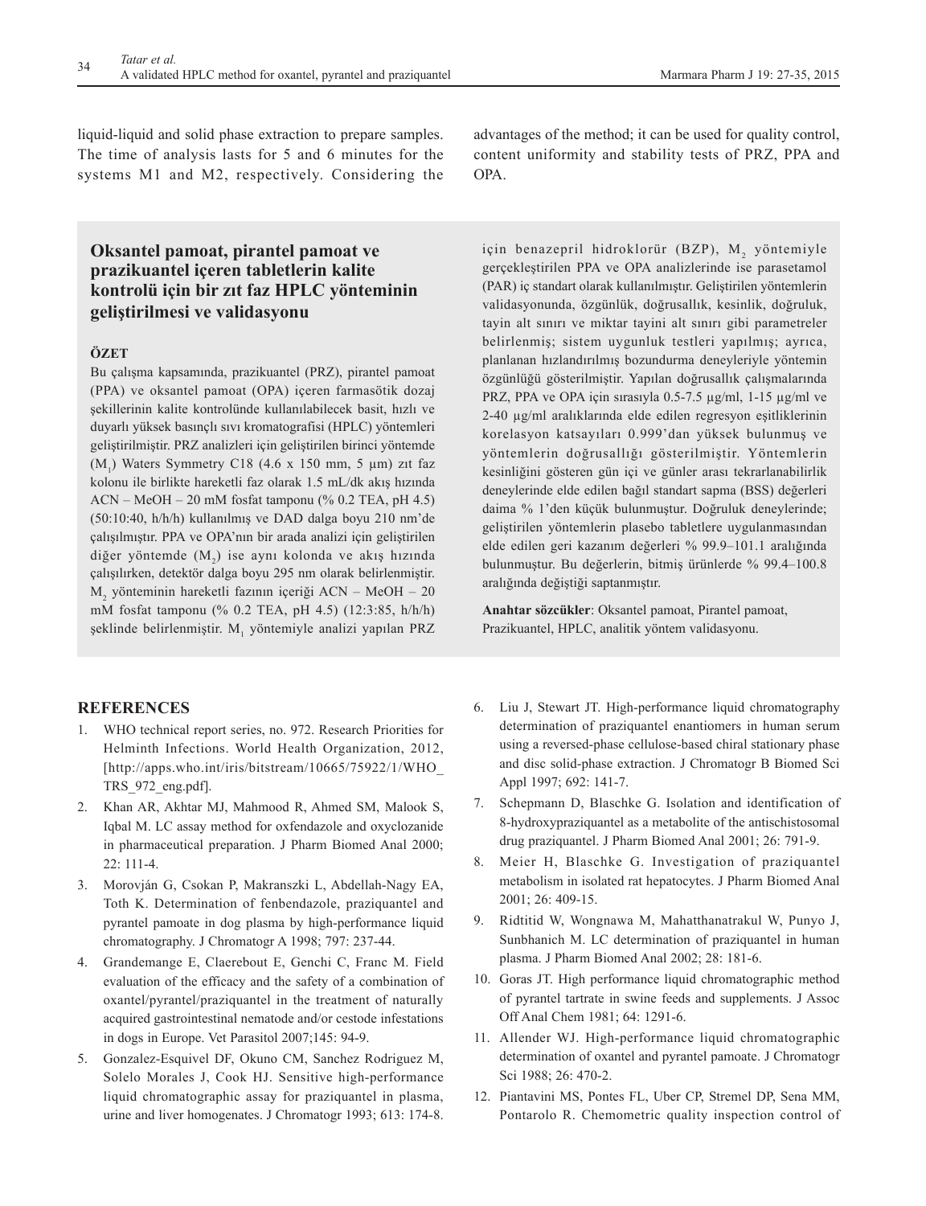liquid-liquid and solid phase extraction to prepare samples. The time of analysis lasts for 5 and 6 minutes for the systems M1 and M2, respectively. Considering the advantages of the method; it can be used for quality control, content uniformity and stability tests of PRZ, PPA and OPA.

## Oksantel pamoat, pirantel pamoat ve prazikuantel içeren tabletlerin kalite kontrolü için bir zıt faz HPLC yönteminin geliştirilmesi ve validasyonu

### ÖZET

Bu çalışma kapsamında, prazikuantel (PRZ), pirantel pamoat (PPA) ve oksantel pamoat (OPA) içeren farmasötik dozaj şekillerinin kalite kontrolünde kullanılabilecek basit, hızlı ve duyarlı yüksek basınçlı sıvı kromatografisi (HPLC) yöntemleri geliştirilmiştir. PRZ analizleri için geliştirilen birinci yöntemde ($M_1$) Waters Symmetry C18 (4.6 x 150 mm, 5 µm) zıt faz kolonu ile birlikte hareketli faz olarak 1.5 mL/dk akış hızında ACN – MeOH – 20 mM fosfat tamponu (% 0.2 TEA, pH 4.5) (50:10:40, h/h/h) kullanılmış ve DAD dalga boyu 210 nm'de çalışılmıştır. PPA ve OPA'nın bir arada analizi için geliştirilen diğer yöntemde ($M_2$) ise aynı kolonda ve akış hızında çalışılırken, detektör dalga boyu 295 nm olarak belirlenmiştir. $M_2$ yönteminin hareketli fazının içeriği ACN – MeOH – 20 mM fosfat tamponu (% 0.2 TEA, pH 4.5) (12:3:85, h/h/h) şeklinde belirlenmiştir. $M_1$ yöntemiyle analizi yapılan PRZ için benazepril hidroklorür (BZP), $M_2$ yöntemiyle gerçekleştirilen PPA ve OPA analizlerinde ise parasetamol (PAR) iç standart olarak kullanılmıştır. Geliştirilen yöntemlerin validasyonunda, özgünlük, doğrusallık, kesinlik, doğruluk, tayin alt sınırı ve miktar tayini alt sınırı gibi parametreler belirlenmiş; sistem uygunluk testleri yapılmış; ayrıca, planlanan hızlandırılmış bozundurma deneyleriyle yöntemin özgünlüğü gösterilmiştir. Yapılan doğrusallık çalışmalarında PRZ, PPA ve OPA için sırasıyla 0.5-7.5 µg/ml, 1-15 µg/ml ve 2-40 µg/ml aralıklarında elde edilen regresyon eşitliklerinin korelasyon katsayıları 0.999'dan yüksek bulunmuş ve yöntemlerin doğrusallığı gösterilmiştir. Yöntemlerin kesinliğini gösteren gün içi ve günler arası tekrarlanabilirlik deneylerinde elde edilen bağıl standart sapma (BSS) değerleri daima % 1'den küçük bulunmuştur. Doğruluk deneylerinde; geliştirilen yöntemlerin plasebo tabletlere uygulanmasından elde edilen geri kazanım değerleri % 99.9–101.1 aralığında bulunmuştur. Bu değerlerin, bitmiş ürünlerde % 99.4–100.8 aralığında değiştiği saptanmıştır.

**Anahtar sözcükler**: Oksantel pamoat, Pirantel pamoat, Prazikuantel, HPLC, analitik yöntem validasyonu.

## REFERENCES

1. WHO technical report series, no. 972. Research Priorities for Helminth Infections. World Health Organization, 2012, [http://apps.who.int/iris/bitstream/10665/75922/1/WHO_TRS_972_eng.pdf].
2. Khan AR, Akhtar MJ, Mahmood R, Ahmed SM, Malook S, Iqbal M. LC assay method for oxfendazole and oxyclozanide in pharmaceutical preparation. J Pharm Biomed Anal 2000; 22: 111-4.
3. Morovján G, Csokan P, Makranszki L, Abdellah-Nagy EA, Toth K. Determination of fenbendazole, praziquantel and pyrantel pamoate in dog plasma by high-performance liquid chromatography. J Chromatogr A 1998; 797: 237-44.
4. Grandemange E, Claerebout E, Genchi C, Franc M. Field evaluation of the efficacy and the safety of a combination of oxantel/pyrantel/praziquantel in the treatment of naturally acquired gastrointestinal nematode and/or cestode infestations in dogs in Europe. Vet Parasitol 2007;145: 94-9.
5. Gonzalez-Esquivel DF, Okuno CM, Sanchez Rodriguez M, Solelo Morales J, Cook HJ. Sensitive high-performance liquid chromatographic assay for praziquantel in plasma, urine and liver homogenates. J Chromatogr 1993; 613: 174-8.
6. Liu J, Stewart JT. High-performance liquid chromatography determination of praziquantel enantiomers in human serum using a reversed-phase cellulose-based chiral stationary phase and disc solid-phase extraction. J Chromatogr B Biomed Sci Appl 1997; 692: 141-7.
7. Schepmann D, Blaschke G. Isolation and identification of 8-hydroxypraziquantel as a metabolite of the antischistosomal drug praziquantel. J Pharm Biomed Anal 2001; 26: 791-9.
8. Meier H, Blaschke G. Investigation of praziquantel metabolism in isolated rat hepatocytes. J Pharm Biomed Anal 2001; 26: 409-15.
9. Ridtitid W, Wongnawa M, Mahatthanatrakul W, Punyo J, Sunbhanich M. LC determination of praziquantel in human plasma. J Pharm Biomed Anal 2002; 28: 181-6.
10. Goras JT. High performance liquid chromatographic method of pyrantel tartrate in swine feeds and supplements. J Assoc Off Anal Chem 1981; 64: 1291-6.
11. Allender WJ. High-performance liquid chromatographic determination of oxantel and pyrantel pamoate. J Chromatogr Sci 1988; 26: 470-2.
12. Piantavini MS, Pontes FL, Uber CP, Stremel DP, Sena MM, Pontarolo R. Chemometric quality inspection control of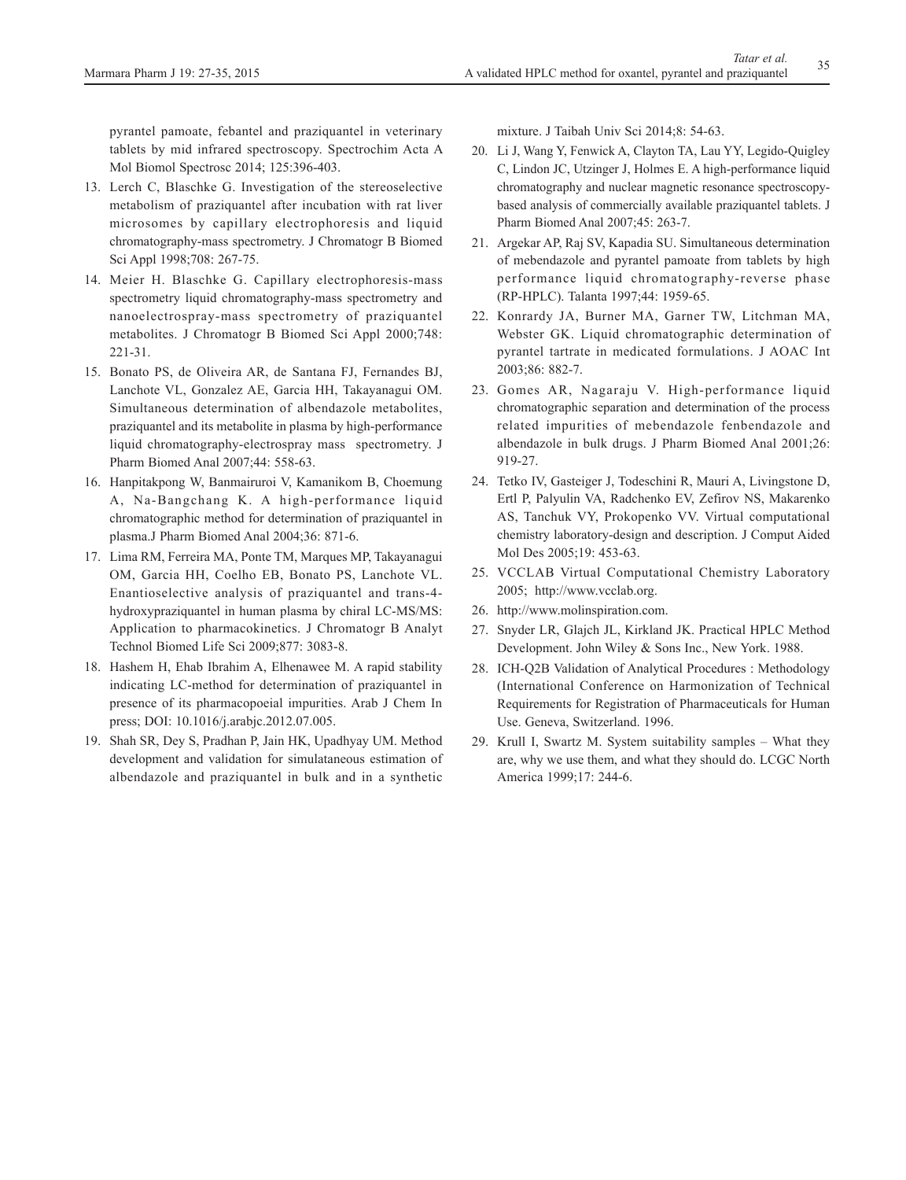pyrantel pamoate, febantel and praziquantel in veterinary tablets by mid infrared spectroscopy. Spectrochim Acta A Mol Biomol Spectrosc 2014; 125:396-403.

13. Lerch C, Blaschke G. Investigation of the stereoselective metabolism of praziquantel after incubation with rat liver microsomes by capillary electrophoresis and liquid chromatography-mass spectrometry. J Chromatogr B Biomed Sci Appl 1998;708: 267-75.
14. Meier H. Blaschke G. Capillary electrophoresis-mass spectrometry liquid chromatography-mass spectrometry and nanoelectrospray-mass spectrometry of praziquantel metabolites. J Chromatogr B Biomed Sci Appl 2000;748: 221-31.
15. Bonato PS, de Oliveira AR, de Santana FJ, Fernandes BJ, Lanchote VL, Gonzalez AE, Garcia HH, Takayanagui OM. Simultaneous determination of albendazole metabolites, praziquantel and its metabolite in plasma by high-performance liquid chromatography-electrospray mass spectrometry. J Pharm Biomed Anal 2007;44: 558-63.
16. Hanpitakpong W, Banmairuroi V, Kamanikom B, Choemung A, Na-Bangchang K. A high-performance liquid chromatographic method for determination of praziquantel in plasma.J Pharm Biomed Anal 2004;36: 871-6.
17. Lima RM, Ferreira MA, Ponte TM, Marques MP, Takayanagui OM, Garcia HH, Coelho EB, Bonato PS, Lanchote VL. Enantioselective analysis of praziquantel and trans-4-hydroxypraziquantel in human plasma by chiral LC-MS/MS: Application to pharmacokinetics. J Chromatogr B Analyt Technol Biomed Life Sci 2009;877: 3083-8.
18. Hashem H, Ehab Ibrahim A, Elhenawee M. A rapid stability indicating LC-method for determination of praziquantel in presence of its pharmacopoeial impurities. Arab J Chem In press; DOI: 10.1016/j.arabjc.2012.07.005.
19. Shah SR, Dey S, Pradhan P, Jain HK, Upadhyay UM. Method development and validation for simulataneous estimation of albendazole and praziquantel in bulk and in a synthetic mixture. J Taibah Univ Sci 2014;8: 54-63.
20. Li J, Wang Y, Fenwick A, Clayton TA, Lau YY, Legido-Quigley C, Lindon JC, Utzinger J, Holmes E. A high-performance liquid chromatography and nuclear magnetic resonance spectroscopy-based analysis of commercially available praziquantel tablets. J Pharm Biomed Anal 2007;45: 263-7.
21. Argekar AP, Raj SV, Kapadia SU. Simultaneous determination of mebendazole and pyrantel pamoate from tablets by high performance liquid chromatography-reverse phase (RP-HPLC). Talanta 1997;44: 1959-65.
22. Konrardy JA, Burner MA, Garner TW, Litchman MA, Webster GK. Liquid chromatographic determination of pyrantel tartrate in medicated formulations. J AOAC Int 2003;86: 882-7.
23. Gomes AR, Nagaraju V. High-performance liquid chromatographic separation and determination of the process related impurities of mebendazole fenbendazole and albendazole in bulk drugs. J Pharm Biomed Anal 2001;26: 919-27.
24. Tetko IV, Gasteiger J, Todeschini R, Mauri A, Livingstone D, Ertl P, Palyulin VA, Radchenko EV, Zefirov NS, Makarenko AS, Tanchuk VY, Prokopenko VV. Virtual computational chemistry laboratory-design and description. J Comput Aided Mol Des 2005;19: 453-63.
25. VCCLAB Virtual Computational Chemistry Laboratory 2005; http://www.vcclab.org.
26. http://www.molinspiration.com.
27. Snyder LR, Glajch JL, Kirkland JK. Practical HPLC Method Development. John Wiley & Sons Inc., New York. 1988.
28. ICH-Q2B Validation of Analytical Procedures : Methodology (International Conference on Harmonization of Technical Requirements for Registration of Pharmaceuticals for Human Use. Geneva, Switzerland. 1996.
29. Krull I, Swartz M. System suitability samples – What they are, why we use them, and what they should do. LCGC North America 1999;17: 244-6.